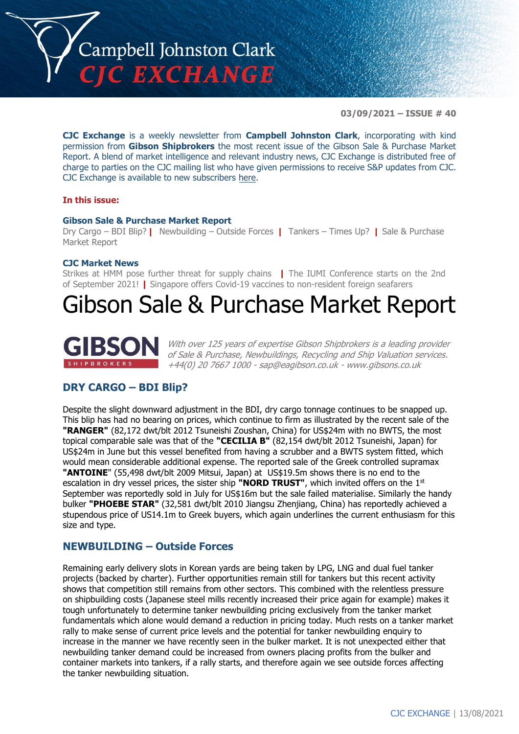# Campbell Johnston Clark CJC EXCHANGE

**03/09/2021 – ISSUE # 40**

**CJC Exchange** is a weekly newsletter from **Campbell Johnston Clark**, incorporating with kind permission from **Gibson Shipbrokers** the most recent issue of the Gibson Sale & Purchase Market Report. A blend of market intelligence and relevant industry news, CJC Exchange is distributed free of charge to parties on the CJC mailing list who have given permissions to receive S&P updates from CJC. CJC Exchange is available to new subscribers here.

**In this issue:**

**Gibson Sale & Purchase Market Report**
Dry Cargo – BDI Blip? | Newbuilding – Outside Forces | Tankers – Times Up? | Sale & Purchase Market Report

**CJC Market News**
Strikes at HMM pose further threat for supply chains | The IUMI Conference starts on the 2nd of September 2021! | Singapore offers Covid-19 vaccines to non-resident foreign seafarers

# Gibson Sale & Purchase Market Report

**GIBSON** SHIPBROKERS

*With over 125 years of expertise Gibson Shipbrokers is a leading provider of Sale & Purchase, Newbuildings, Recycling and Ship Valuation services. +44(0) 20 7667 1000 - sap@eagibson.co.uk - www.gibsons.co.uk*

## DRY CARGO – BDI Blip?

Despite the slight downward adjustment in the BDI, dry cargo tonnage continues to be snapped up. This blip has had no bearing on prices, which continue to firm as illustrated by the recent sale of the **"RANGER"** (82,172 dwt/blt 2012 Tsuneishi Zoushan, China) for US$24m with no BWTS, the most topical comparable sale was that of the **"CECILIA B"** (82,154 dwt/blt 2012 Tsuneishi, Japan) for US$24m in June but this vessel benefited from having a scrubber and a BWTS system fitted, which would mean considerable additional expense. The reported sale of the Greek controlled supramax **"ANTOINE"** (55,498 dwt/blt 2009 Mitsui, Japan) at US$19.5m shows there is no end to the escalation in dry vessel prices, the sister ship **"NORD TRUST"**, which invited offers on the 1st September was reportedly sold in July for US$16m but the sale failed materialise. Similarly the handy bulker **"PHOEBE STAR"** (32,581 dwt/blt 2010 Jiangsu Zhenjiang, China) has reportedly achieved a stupendous price of US14.1m to Greek buyers, which again underlines the current enthusiasm for this size and type.

## NEWBUILDING – Outside Forces

Remaining early delivery slots in Korean yards are being taken by LPG, LNG and dual fuel tanker projects (backed by charter). Further opportunities remain still for tankers but this recent activity shows that competition still remains from other sectors. This combined with the relentless pressure on shipbuilding costs (Japanese steel mills recently increased their price again for example) makes it tough unfortunately to determine tanker newbuilding pricing exclusively from the tanker market fundamentals which alone would demand a reduction in pricing today. Much rests on a tanker market rally to make sense of current price levels and the potential for tanker newbuilding enquiry to increase in the manner we have recently seen in the bulker market. It is not unexpected either that newbuilding tanker demand could be increased from owners placing profits from the bulker and container markets into tankers, if a rally starts, and therefore again we see outside forces affecting the tanker newbuilding situation.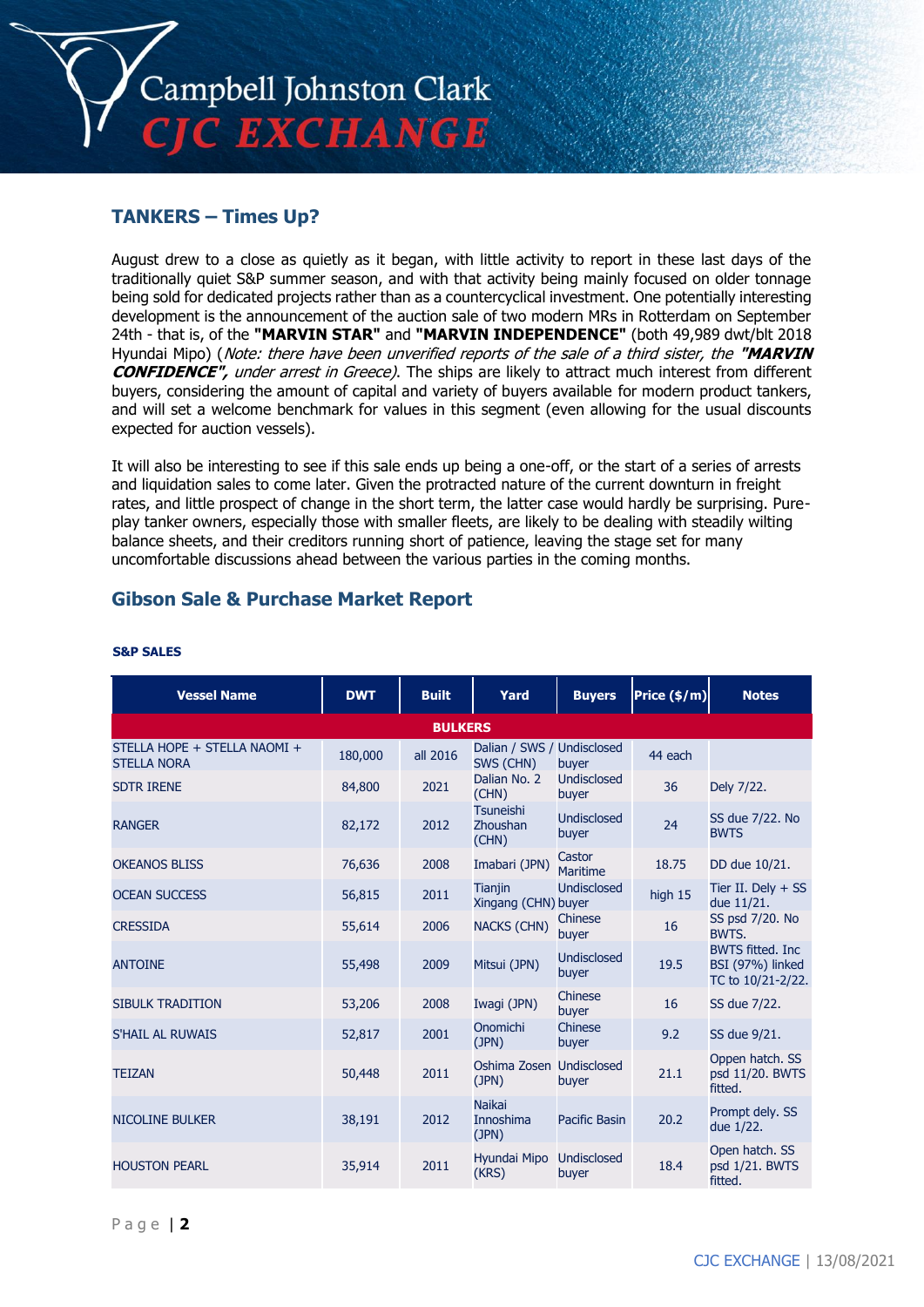## TANKERS – Times Up?

August drew to a close as quietly as it began, with little activity to report in these last days of the traditionally quiet S&P summer season, and with that activity being mainly focused on older tonnage being sold for dedicated projects rather than as a countercyclical investment. One potentially interesting development is the announcement of the auction sale of two modern MRs in Rotterdam on September 24th - that is, of the **"MARVIN STAR"** and **"MARVIN INDEPENDENCE"** (both 49,989 dwt/blt 2018 Hyundai Mipo) (*Note: there have been unverified reports of the sale of a third sister, the **"MARVIN CONFIDENCE"**, under arrest in Greece)*. The ships are likely to attract much interest from different buyers, considering the amount of capital and variety of buyers available for modern product tankers, and will set a welcome benchmark for values in this segment (even allowing for the usual discounts expected for auction vessels).

It will also be interesting to see if this sale ends up being a one-off, or the start of a series of arrests and liquidation sales to come later. Given the protracted nature of the current downturn in freight rates, and little prospect of change in the short term, the latter case would hardly be surprising. Pure-play tanker owners, especially those with smaller fleets, are likely to be dealing with steadily wilting balance sheets, and their creditors running short of patience, leaving the stage set for many uncomfortable discussions ahead between the various parties in the coming months.

## Gibson Sale & Purchase Market Report

**S&P SALES**

| Vessel Name | DWT | Built | Yard | Buyers | Price ($/m) | Notes |
|---|---|---|---|---|---|---|
| **BULKERS** | | | | | | |
| STELLA HOPE + STELLA NAOMI + STELLA NORA | 180,000 | all 2016 | Dalian / SWS / SWS (CHN) | Undisclosed buyer | 44 each | |
| SDTR IRENE | 84,800 | 2021 | Dalian No. 2 (CHN) | Undisclosed buyer | 36 | Dely 7/22. |
| RANGER | 82,172 | 2012 | Tsuneishi Zhoushan (CHN) | Undisclosed buyer | 24 | SS due 7/22. No BWTS |
| OKEANOS BLISS | 76,636 | 2008 | Imabari (JPN) | Castor Maritime | 18.75 | DD due 10/21. |
| OCEAN SUCCESS | 56,815 | 2011 | Tianjin Xingang (CHN) | Undisclosed buyer | high 15 | Tier II. Dely + SS due 11/21. |
| CRESSIDA | 55,614 | 2006 | NACKS (CHN) | Chinese buyer | 16 | SS psd 7/20. No BWTS. |
| ANTOINE | 55,498 | 2009 | Mitsui (JPN) | Undisclosed buyer | 19.5 | BWTS fitted. Inc BSI (97%) linked TC to 10/21-2/22. |
| SIBULK TRADITION | 53,206 | 2008 | Iwagi (JPN) | Chinese buyer | 16 | SS due 7/22. |
| S'HAIL AL RUWAIS | 52,817 | 2001 | Onomichi (JPN) | Chinese buyer | 9.2 | SS due 9/21. |
| TEIZAN | 50,448 | 2011 | Oshima Zosen (JPN) | Undisclosed buyer | 21.1 | Oppen hatch. SS psd 11/20. BWTS fitted. |
| NICOLINE BULKER | 38,191 | 2012 | Naikai Innoshima (JPN) | Pacific Basin | 20.2 | Prompt dely. SS due 1/22. |
| HOUSTON PEARL | 35,914 | 2011 | Hyundai Mipo (KRS) | Undisclosed buyer | 18.4 | Open hatch. SS psd 1/21. BWTS fitted. |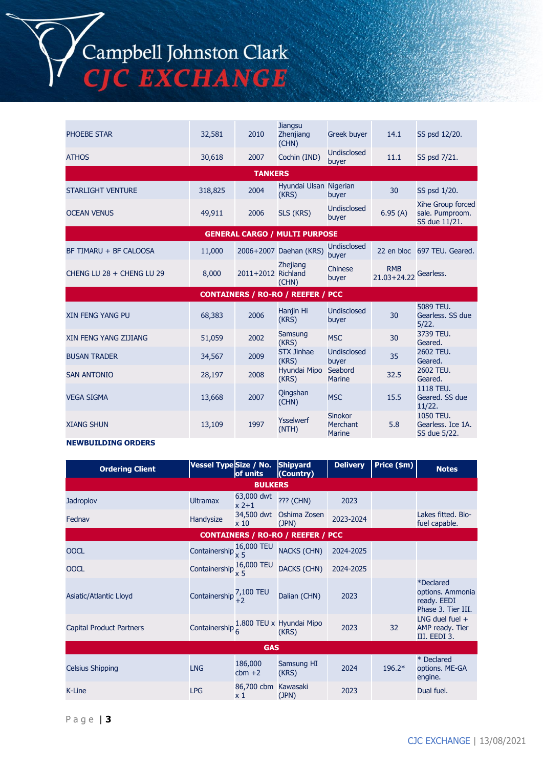| | | | | | | |
|---|---|---|---|---|---|---|
| PHOEBE STAR | 32,581 | 2010 | Jiangsu Zhenjiang (CHN) | Greek buyer | 14.1 | SS psd 12/20. |
| ATHOS | 30,618 | 2007 | Cochin (IND) | Undisclosed buyer | 11.1 | SS psd 7/21. |
| **TANKERS** | | | | | | |
| STARLIGHT VENTURE | 318,825 | 2004 | Hyundai Ulsan (KRS) | Nigerian buyer | 30 | SS psd 1/20. |
| OCEAN VENUS | 49,911 | 2006 | SLS (KRS) | Undisclosed buyer | 6.95 (A) | Xihe Group forced sale. Pumproom. SS due 11/21. |
| **GENERAL CARGO / MULTI PURPOSE** | | | | | | |
| BF TIMARU + BF CALOOSA | 11,000 | 2006+2007 | Daehan (KRS) | Undisclosed buyer | 22 en bloc | 697 TEU. Geared. |
| CHENG LU 28 + CHENG LU 29 | 8,000 | 2011+2012 | Zhejiang Richland (CHN) | Chinese buyer | RMB 21.03+24.22 | Gearless. |
| **CONTAINERS / RO-RO / REEFER / PCC** | | | | | | |
| XIN FENG YANG PU | 68,383 | 2006 | Hanjin Hi (KRS) | Undisclosed buyer | 30 | 5089 TEU. Gearless. SS due 5/22. |
| XIN FENG YANG ZIJIANG | 51,059 | 2002 | Samsung (KRS) | MSC | 30 | 3739 TEU. Geared. |
| BUSAN TRADER | 34,567 | 2009 | STX Jinhae (KRS) | Undisclosed buyer | 35 | 2602 TEU. Geared. |
| SAN ANTONIO | 28,197 | 2008 | Hyundai Mipo (KRS) | Seabord Marine | 32.5 | 2602 TEU. Geared. |
| VEGA SIGMA | 13,668 | 2007 | Qingshan (CHN) | MSC | 15.5 | 1118 TEU. Geared. SS due 11/22. |
| XIANG SHUN | 13,109 | 1997 | Ysselwerf (NTH) | Sinokor Merchant Marine | 5.8 | 1050 TEU. Gearless. Ice 1A. SS due 5/22. |

**NEWBUILDING ORDERS**

| Ordering Client | Vessel Type | Size / No. of units | Shipyard (Country) | Delivery | Price ($m) | Notes |
|---|---|---|---|---|---|---|
| **BULKERS** | | | | | | |
| Jadroplov | Ultramax | 63,000 dwt x 2+1 | ??? (CHN) | 2023 | | |
| Fednav | Handysize | 34,500 dwt x 10 | Oshima Zosen (JPN) | 2023-2024 | | Lakes fitted. Bio-fuel capable. |
| **CONTAINERS / RO-RO / REEFER / PCC** | | | | | | |
| OOCL | Containership | 16,000 TEU x 5 | NACKS (CHN) | 2024-2025 | | |
| OOCL | Containership | 16,000 TEU x 5 | DACKS (CHN) | 2024-2025 | | |
| Asiatic/Atlantic Lloyd | Containership | 7,100 TEU +2 | Dalian (CHN) | 2023 | | *Declared options. Ammonia ready. EEDI Phase 3. Tier III. |
| Capital Product Partners | Containership | 1.800 TEU x 6 | Hyundai Mipo (KRS) | 2023 | 32 | LNG duel fuel + AMP ready. Tier III. EEDI 3. |
| **GAS** | | | | | | |
| Celsius Shipping | LNG | 186,000 cbm +2 | Samsung HI (KRS) | 2024 | 196.2* | * Declared options. ME-GA engine. |
| K-Line | LPG | 86,700 cbm x 1 | Kawasaki (JPN) | 2023 | | Dual fuel. |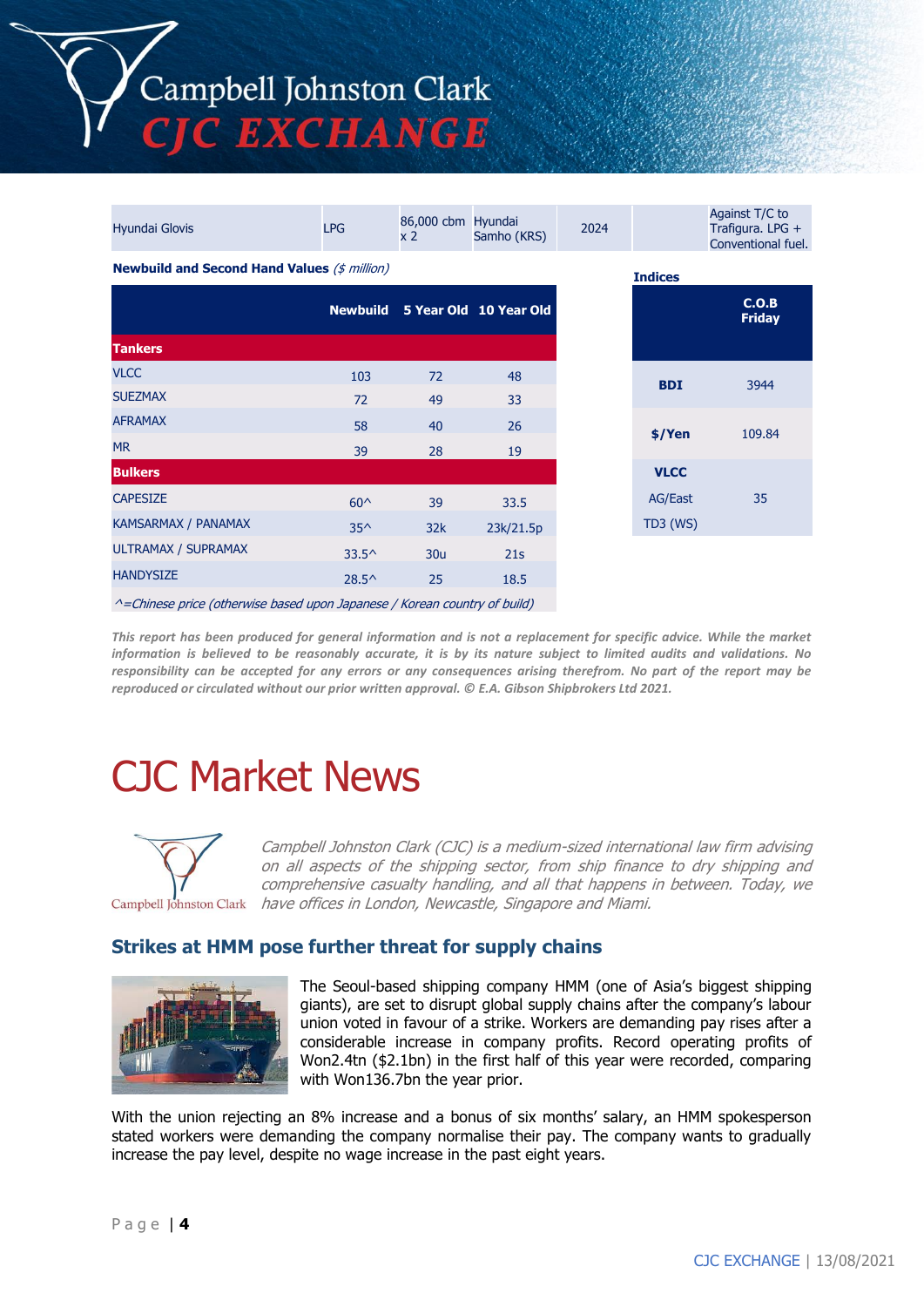| Hyundai Glovis | LPG | 86,000 cbm x 2 | Hyundai Samho (KRS) | 2024 | | Against T/C to Trafigura. LPG + Conventional fuel. |
|---|---|---|---|---|---|---|

**Newbuild and Second Hand Values** *($ million)*

| | Newbuild | 5 Year Old | 10 Year Old |
|---|---|---|---|
| **Tankers** | | | |
| VLCC | 103 | 72 | 48 |
| SUEZMAX | 72 | 49 | 33 |
| AFRAMAX | 58 | 40 | 26 |
| MR | 39 | 28 | 19 |
| **Bulkers** | | | |
| CAPESIZE | 60^ | 39 | 33.5 |
| KAMSARMAX / PANAMAX | 35^ | 32k | 23k/21.5p |
| ULTRAMAX / SUPRAMAX | 33.5^ | 30u | 21s |
| HANDYSIZE | 28.5^ | 25 | 18.5 |

*^=Chinese price (otherwise based upon Japanese / Korean country of build)*

**Indices**

| | C.O.B Friday |
|---|---|
| **BDI** | 3944 |
| **$/Yen** | 109.84 |
| **VLCC** AG/East TD3 (WS) | 35 |

***This report has been produced for general information and is not a replacement for specific advice. While the market information is believed to be reasonably accurate, it is by its nature subject to limited audits and validations. No responsibility can be accepted for any errors or any consequences arising therefrom. No part of the report may be reproduced or circulated without our prior written approval. © E.A. Gibson Shipbrokers Ltd 2021.***

# CJC Market News

*Campbell Johnston Clark (CJC) is a medium-sized international law firm advising on all aspects of the shipping sector, from ship finance to dry shipping and comprehensive casualty handling, and all that happens in between. Today, we have offices in London, Newcastle, Singapore and Miami.*

## Strikes at HMM pose further threat for supply chains

The Seoul-based shipping company HMM (one of Asia's biggest shipping giants), are set to disrupt global supply chains after the company's labour union voted in favour of a strike. Workers are demanding pay rises after a considerable increase in company profits. Record operating profits of Won2.4tn ($2.1bn) in the first half of this year were recorded, comparing with Won136.7bn the year prior.

With the union rejecting an 8% increase and a bonus of six months' salary, an HMM spokesperson stated workers were demanding the company normalise their pay. The company wants to gradually increase the pay level, despite no wage increase in the past eight years.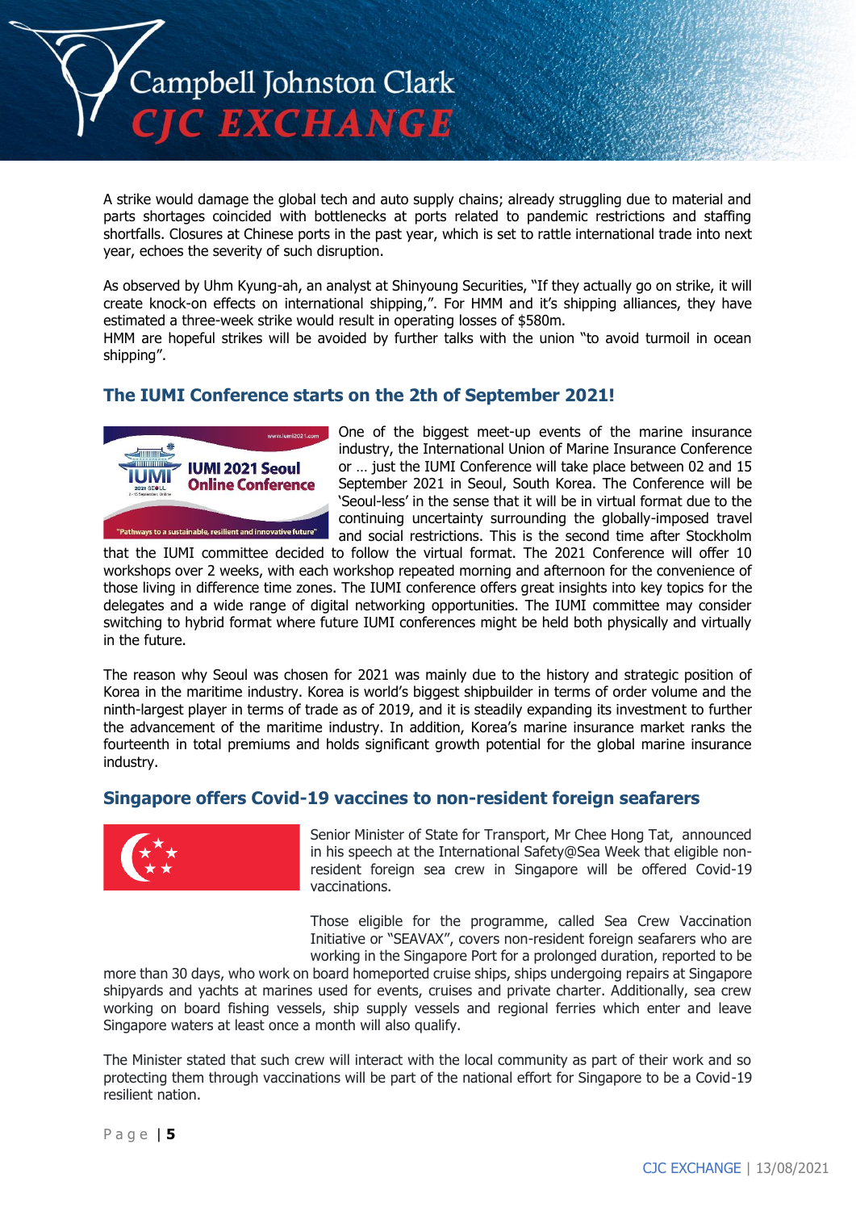A strike would damage the global tech and auto supply chains; already struggling due to material and parts shortages coincided with bottlenecks at ports related to pandemic restrictions and staffing shortfalls. Closures at Chinese ports in the past year, which is set to rattle international trade into next year, echoes the severity of such disruption.

As observed by Uhm Kyung-ah, an analyst at Shinyoung Securities, "If they actually go on strike, it will create knock-on effects on international shipping,". For HMM and it's shipping alliances, they have estimated a three-week strike would result in operating losses of $580m.
HMM are hopeful strikes will be avoided by further talks with the union "to avoid turmoil in ocean shipping".

## The IUMI Conference starts on the 2th of September 2021!

One of the biggest meet-up events of the marine insurance industry, the International Union of Marine Insurance Conference or … just the IUMI Conference will take place between 02 and 15 September 2021 in Seoul, South Korea. The Conference will be 'Seoul-less' in the sense that it will be in virtual format due to the continuing uncertainty surrounding the globally-imposed travel and social restrictions. This is the second time after Stockholm that the IUMI committee decided to follow the virtual format. The 2021 Conference will offer 10 workshops over 2 weeks, with each workshop repeated morning and afternoon for the convenience of those living in difference time zones. The IUMI conference offers great insights into key topics for the delegates and a wide range of digital networking opportunities. The IUMI committee may consider switching to hybrid format where future IUMI conferences might be held both physically and virtually in the future.

The reason why Seoul was chosen for 2021 was mainly due to the history and strategic position of Korea in the maritime industry. Korea is world's biggest shipbuilder in terms of order volume and the ninth-largest player in terms of trade as of 2019, and it is steadily expanding its investment to further the advancement of the maritime industry. In addition, Korea's marine insurance market ranks the fourteenth in total premiums and holds significant growth potential for the global marine insurance industry.

## Singapore offers Covid-19 vaccines to non-resident foreign seafarers

Senior Minister of State for Transport, Mr Chee Hong Tat, announced in his speech at the International Safety@Sea Week that eligible non-resident foreign sea crew in Singapore will be offered Covid-19 vaccinations.

Those eligible for the programme, called Sea Crew Vaccination Initiative or "SEAVAX", covers non-resident foreign seafarers who are working in the Singapore Port for a prolonged duration, reported to be more than 30 days, who work on board homeported cruise ships, ships undergoing repairs at Singapore shipyards and yachts at marines used for events, cruises and private charter. Additionally, sea crew working on board fishing vessels, ship supply vessels and regional ferries which enter and leave Singapore waters at least once a month will also qualify.

The Minister stated that such crew will interact with the local community as part of their work and so protecting them through vaccinations will be part of the national effort for Singapore to be a Covid-19 resilient nation.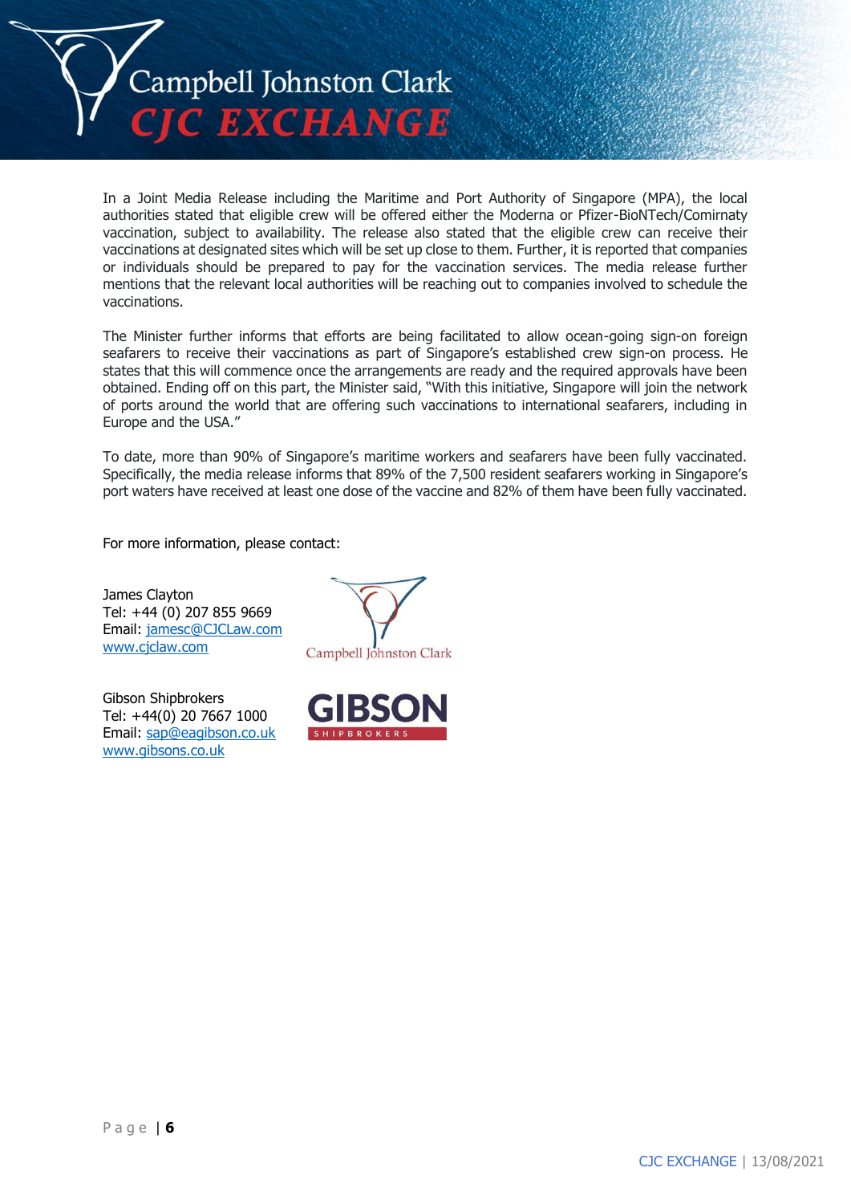In a Joint Media Release including the Maritime and Port Authority of Singapore (MPA), the local authorities stated that eligible crew will be offered either the Moderna or Pfizer-BioNTech/Comirnaty vaccination, subject to availability. The release also stated that the eligible crew can receive their vaccinations at designated sites which will be set up close to them. Further, it is reported that companies or individuals should be prepared to pay for the vaccination services. The media release further mentions that the relevant local authorities will be reaching out to companies involved to schedule the vaccinations.

The Minister further informs that efforts are being facilitated to allow ocean-going sign-on foreign seafarers to receive their vaccinations as part of Singapore's established crew sign-on process. He states that this will commence once the arrangements are ready and the required approvals have been obtained. Ending off on this part, the Minister said, "With this initiative, Singapore will join the network of ports around the world that are offering such vaccinations to international seafarers, including in Europe and the USA."

To date, more than 90% of Singapore's maritime workers and seafarers have been fully vaccinated. Specifically, the media release informs that 89% of the 7,500 resident seafarers working in Singapore's port waters have received at least one dose of the vaccine and 82% of them have been fully vaccinated.

For more information, please contact:

James Clayton
Tel: +44 (0) 207 855 9669
Email: jamesc@CJCLaw.com
www.cjclaw.com

Campbell Johnston Clark

Gibson Shipbrokers
Tel: +44(0) 20 7667 1000
Email: sap@eagibson.co.uk
www.gibsons.co.uk

GIBSON SHIPBROKERS